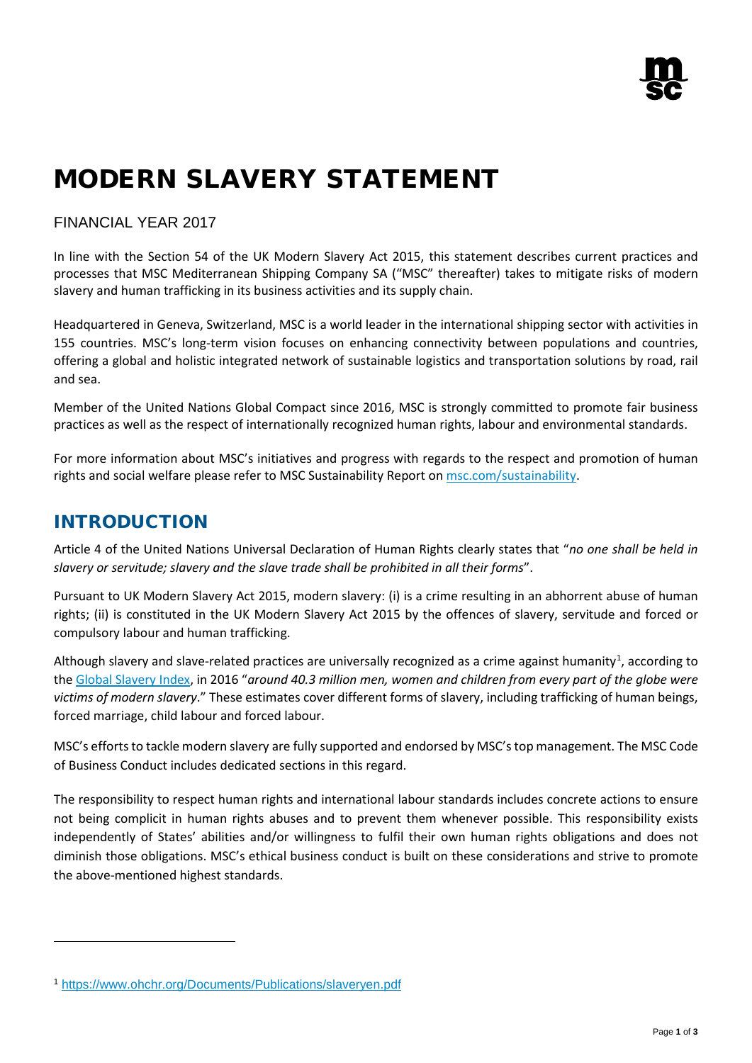# MODERN SLAVERY STATEMENT

FINANCIAL YEAR 2017

In line with the Section 54 of the UK Modern Slavery Act 2015, this statement describes current practices and processes that MSC Mediterranean Shipping Company SA ("MSC" thereafter) takes to mitigate risks of modern slavery and human trafficking in its business activities and its supply chain.

Headquartered in Geneva, Switzerland, MSC is a world leader in the international shipping sector with activities in 155 countries. MSC's long-term vision focuses on enhancing connectivity between populations and countries, offering a global and holistic integrated network of sustainable logistics and transportation solutions by road, rail and sea.

Member of the United Nations Global Compact since 2016, MSC is strongly committed to promote fair business practices as well as the respect of internationally recognized human rights, labour and environmental standards.

For more information about MSC's initiatives and progress with regards to the respect and promotion of human rights and social welfare please refer to MSC Sustainability Report on msc.com/sustainability.

## INTRODUCTION

Article 4 of the United Nations Universal Declaration of Human Rights clearly states that "*no one shall be held in slavery or servitude; slavery and the slave trade shall be prohibited in all their forms*".

Pursuant to UK Modern Slavery Act 2015, modern slavery: (i) is a crime resulting in an abhorrent abuse of human rights; (ii) is constituted in the UK Modern Slavery Act 2015 by the offences of slavery, servitude and forced or compulsory labour and human trafficking.

Although slavery and slave-related practices are universally recognized as a crime against humanity[1], according to the Global Slavery Index, in 2016 "***around 40.3 million men, women and children from every part of the globe were** victims of modern slavery*." These estimates cover different forms of slavery, including trafficking of human beings, forced marriage, child labour and forced labour.

MSC's efforts to tackle modern slavery are fully supported and endorsed by MSC's top management. The MSC Code of Business Conduct includes dedicated sections in this regard.

The responsibility to respect human rights and international labour standards includes concrete actions to ensure not being complicit in human rights abuses and to prevent them whenever possible. This responsibility exists independently of States' abilities and/or willingness to fulfil their own human rights obligations and does not diminish those obligations. MSC's ethical business conduct is built on these considerations and strive to promote the above-mentioned highest standards.

---

[1] https://www.ohchr.org/Documents/Publications/slaveryen.pdf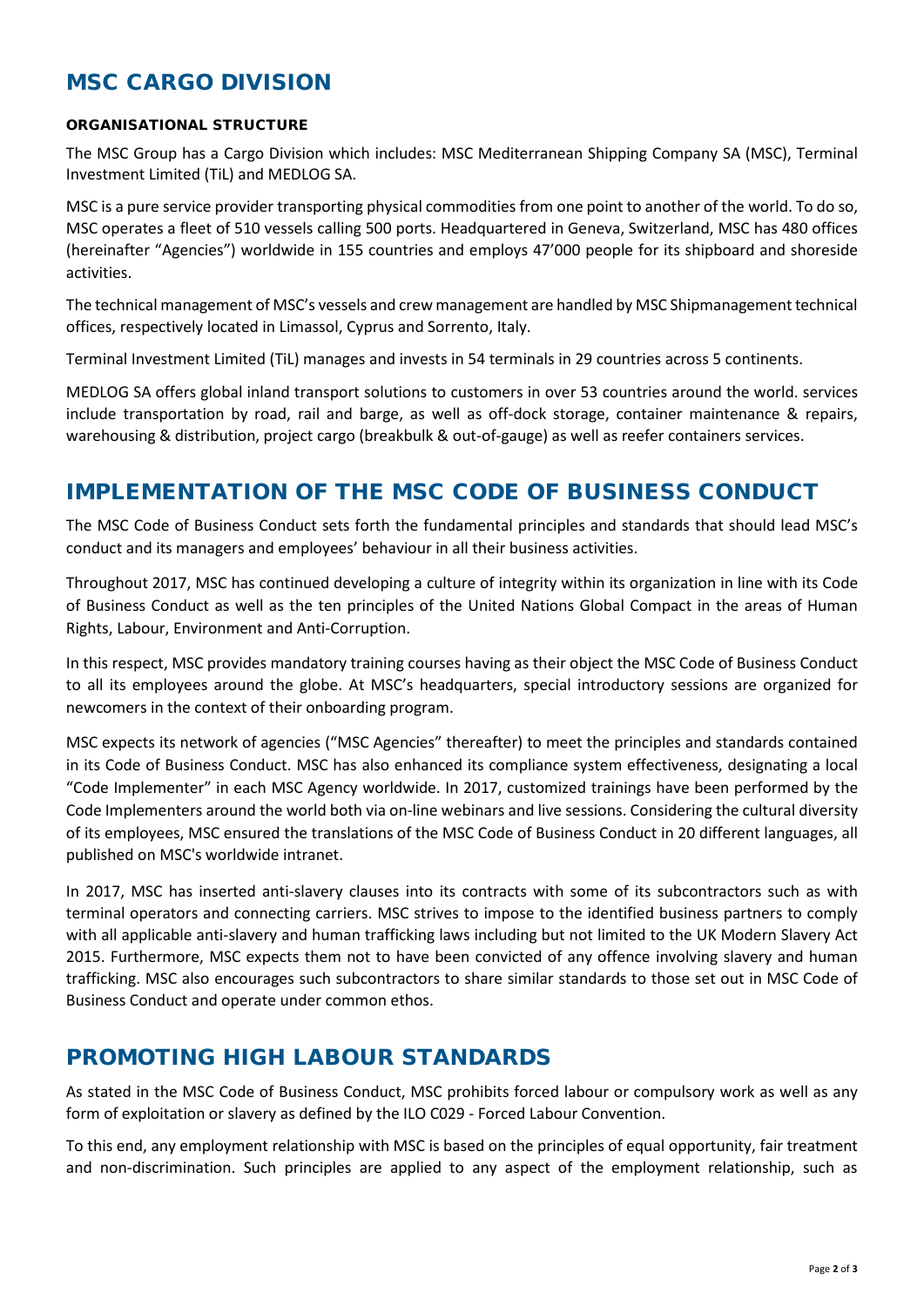# MSC CARGO DIVISION

#### ORGANISATIONAL STRUCTURE

The MSC Group has a Cargo Division which includes: MSC Mediterranean Shipping Company SA (MSC), Terminal Investment Limited (TiL) and MEDLOG SA.

MSC is a pure service provider transporting physical commodities from one point to another of the world. To do so, MSC operates a fleet of 510 vessels calling 500 ports. Headquartered in Geneva, Switzerland, MSC has 480 offices (hereinafter "Agencies") worldwide in 155 countries and employs 47'000 people for its shipboard and shoreside activities.

The technical management of MSC's vessels and crew management are handled by MSC Shipmanagement technical offices, respectively located in Limassol, Cyprus and Sorrento, Italy.

Terminal Investment Limited (TiL) manages and invests in 54 terminals in 29 countries across 5 continents.

MEDLOG SA offers global inland transport solutions to customers in over 53 countries around the world. services include transportation by road, rail and barge, as well as off-dock storage, container maintenance & repairs, warehousing & distribution, project cargo (breakbulk & out-of-gauge) as well as reefer containers services.

# IMPLEMENTATION OF THE MSC CODE OF BUSINESS CONDUCT

The MSC Code of Business Conduct sets forth the fundamental principles and standards that should lead MSC's conduct and its managers and employees' behaviour in all their business activities.

Throughout 2017, MSC has continued developing a culture of integrity within its organization in line with its Code of Business Conduct as well as the ten principles of the United Nations Global Compact in the areas of Human Rights, Labour, Environment and Anti-Corruption.

In this respect, MSC provides mandatory training courses having as their object the MSC Code of Business Conduct to all its employees around the globe. At MSC's headquarters, special introductory sessions are organized for newcomers in the context of their onboarding program.

MSC expects its network of agencies ("MSC Agencies" thereafter) to meet the principles and standards contained in its Code of Business Conduct. MSC has also enhanced its compliance system effectiveness, designating a local "Code Implementer" in each MSC Agency worldwide. In 2017, customized trainings have been performed by the Code Implementers around the world both via on-line webinars and live sessions. Considering the cultural diversity of its employees, MSC ensured the translations of the MSC Code of Business Conduct in 20 different languages, all published on MSC's worldwide intranet.

In 2017, MSC has inserted anti-slavery clauses into its contracts with some of its subcontractors such as with terminal operators and connecting carriers. MSC strives to impose to the identified business partners to comply with all applicable anti-slavery and human trafficking laws including but not limited to the UK Modern Slavery Act 2015. Furthermore, MSC expects them not to have been convicted of any offence involving slavery and human trafficking. MSC also encourages such subcontractors to share similar standards to those set out in MSC Code of Business Conduct and operate under common ethos.

# PROMOTING HIGH LABOUR STANDARDS

As stated in the MSC Code of Business Conduct, MSC prohibits forced labour or compulsory work as well as any form of exploitation or slavery as defined by the ILO C029 - Forced Labour Convention.

To this end, any employment relationship with MSC is based on the principles of equal opportunity, fair treatment and non-discrimination. Such principles are applied to any aspect of the employment relationship, such as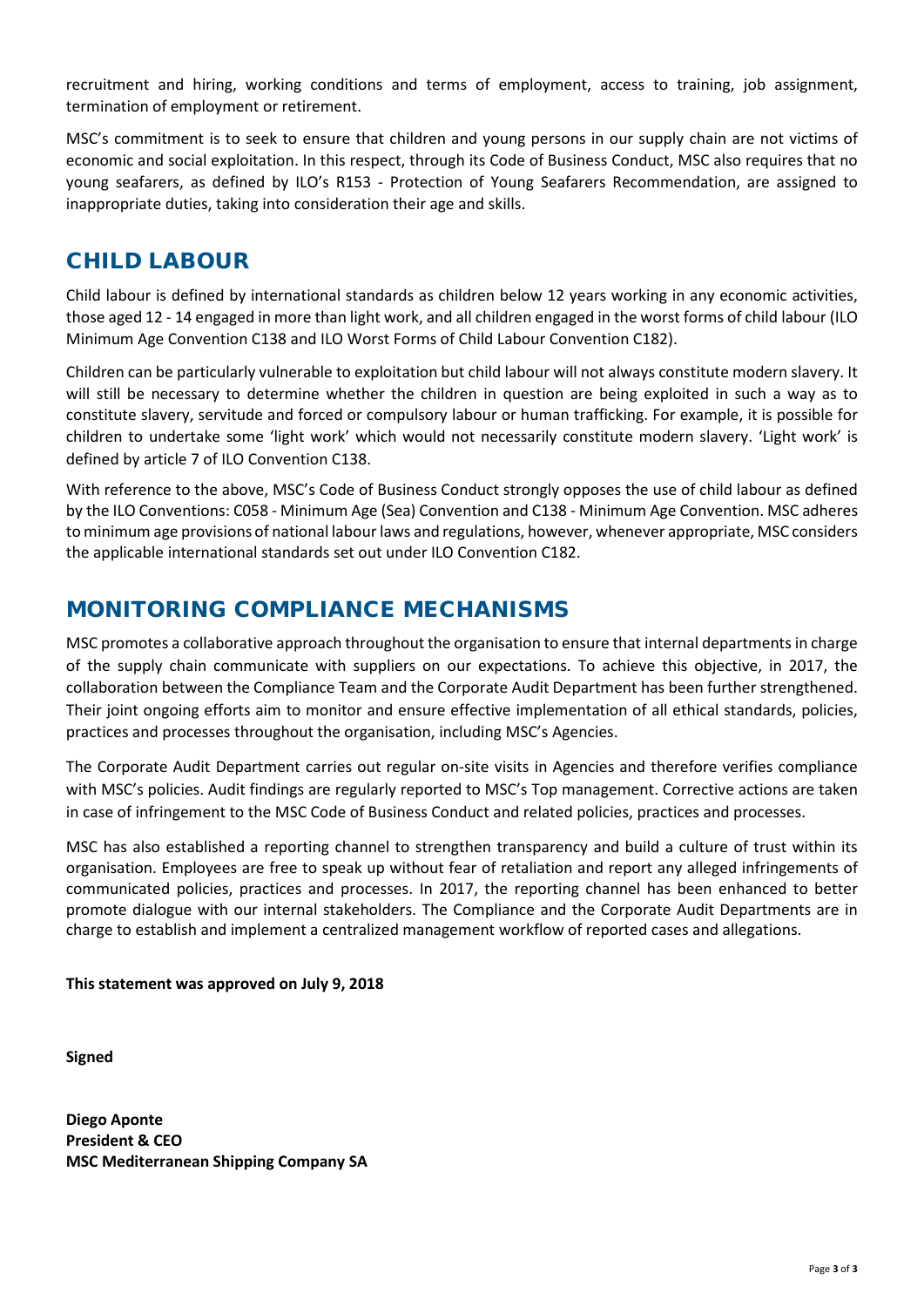recruitment and hiring, working conditions and terms of employment, access to training, job assignment, termination of employment or retirement.

MSC's commitment is to seek to ensure that children and young persons in our supply chain are not victims of economic and social exploitation. In this respect, through its Code of Business Conduct, MSC also requires that no young seafarers, as defined by ILO's R153 - Protection of Young Seafarers Recommendation, are assigned to inappropriate duties, taking into consideration their age and skills.

## CHILD LABOUR

Child labour is defined by international standards as children below 12 years working in any economic activities, those aged 12 - 14 engaged in more than light work, and all children engaged in the worst forms of child labour (ILO Minimum Age Convention C138 and ILO Worst Forms of Child Labour Convention C182).

Children can be particularly vulnerable to exploitation but child labour will not always constitute modern slavery. It will still be necessary to determine whether the children in question are being exploited in such a way as to constitute slavery, servitude and forced or compulsory labour or human trafficking. For example, it is possible for children to undertake some 'light work' which would not necessarily constitute modern slavery. 'Light work' is defined by article 7 of ILO Convention C138.

With reference to the above, MSC's Code of Business Conduct strongly opposes the use of child labour as defined by the ILO Conventions: C058 - Minimum Age (Sea) Convention and C138 - Minimum Age Convention. MSC adheres to minimum age provisions of national labour laws and regulations, however, whenever appropriate, MSC considers the applicable international standards set out under ILO Convention C182.

## MONITORING COMPLIANCE MECHANISMS

MSC promotes a collaborative approach throughout the organisation to ensure that internal departments in charge of the supply chain communicate with suppliers on our expectations. To achieve this objective, in 2017, the collaboration between the Compliance Team and the Corporate Audit Department has been further strengthened. Their joint ongoing efforts aim to monitor and ensure effective implementation of all ethical standards, policies, practices and processes throughout the organisation, including MSC's Agencies.

The Corporate Audit Department carries out regular on-site visits in Agencies and therefore verifies compliance with MSC's policies. Audit findings are regularly reported to MSC's Top management. Corrective actions are taken in case of infringement to the MSC Code of Business Conduct and related policies, practices and processes.

MSC has also established a reporting channel to strengthen transparency and build a culture of trust within its organisation. Employees are free to speak up without fear of retaliation and report any alleged infringements of communicated policies, practices and processes. In 2017, the reporting channel has been enhanced to better promote dialogue with our internal stakeholders. The Compliance and the Corporate Audit Departments are in charge to establish and implement a centralized management workflow of reported cases and allegations.

**This statement was approved on July 9, 2018**

**Signed**

**Diego Aponte**
**President & CEO**
**MSC Mediterranean Shipping Company SA**